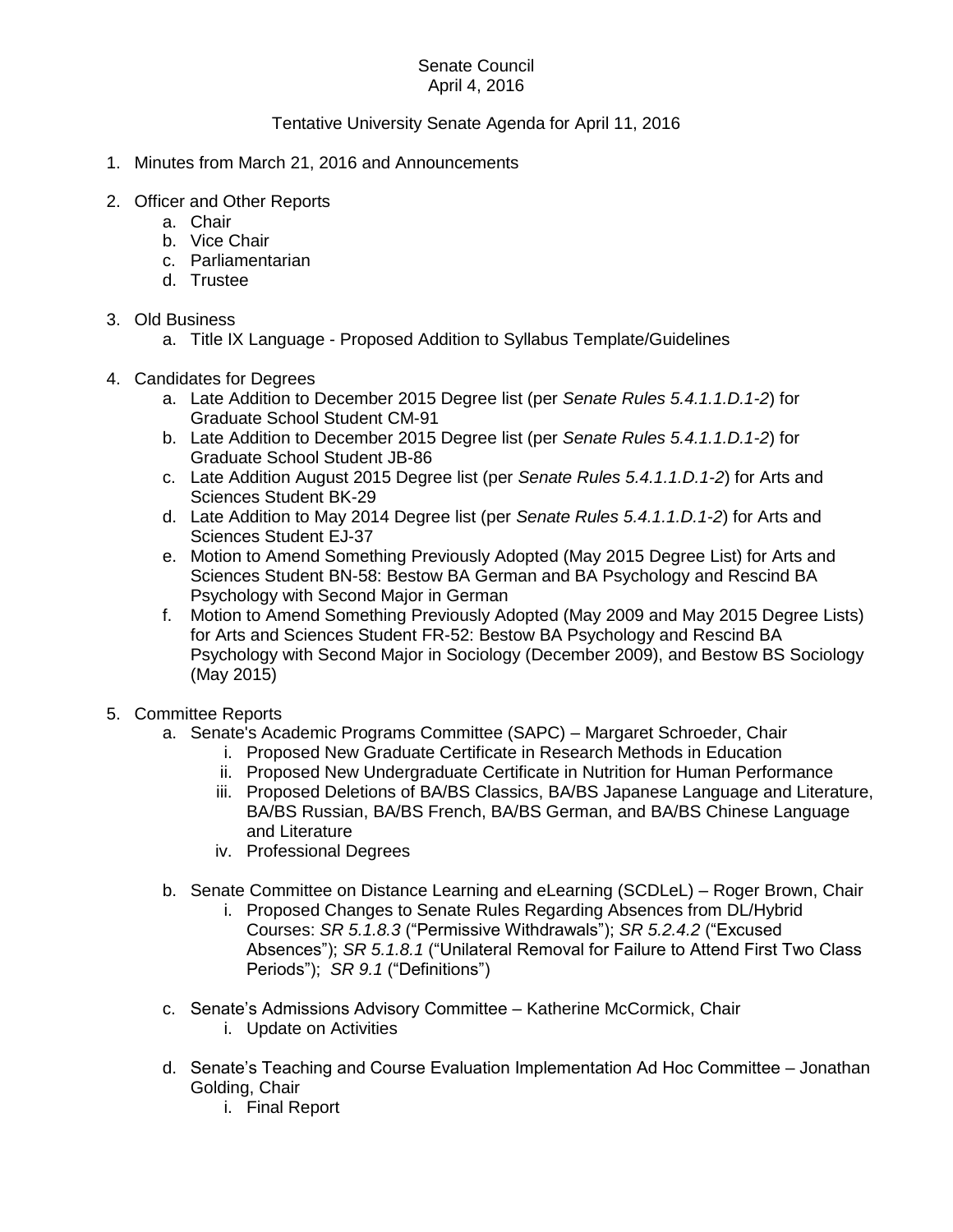Senate Council
April 4, 2016

Tentative University Senate Agenda for April 11, 2016

1. Minutes from March 21, 2016 and Announcements

2. Officer and Other Reports
   a. Chair
   b. Vice Chair
   c. Parliamentarian
   d. Trustee

3. Old Business
   a. Title IX Language - Proposed Addition to Syllabus Template/Guidelines

4. Candidates for Degrees
   a. Late Addition to December 2015 Degree list (per *Senate Rules 5.4.1.1.D.1-2*) for Graduate School Student CM-91
   b. Late Addition to December 2015 Degree list (per *Senate Rules 5.4.1.1.D.1-2*) for Graduate School Student JB-86
   c. Late Addition August 2015 Degree list (per *Senate Rules 5.4.1.1.D.1-2*) for Arts and Sciences Student BK-29
   d. Late Addition to May 2014 Degree list (per *Senate Rules 5.4.1.1.D.1-2*) for Arts and Sciences Student EJ-37
   e. Motion to Amend Something Previously Adopted (May 2015 Degree List) for Arts and Sciences Student BN-58: Bestow BA German and BA Psychology and Rescind BA Psychology with Second Major in German
   f. Motion to Amend Something Previously Adopted (May 2009 and May 2015 Degree Lists) for Arts and Sciences Student FR-52: Bestow BA Psychology and Rescind BA Psychology with Second Major in Sociology (December 2009), and Bestow BS Sociology (May 2015)

5. Committee Reports
   a. Senate's Academic Programs Committee (SAPC) – Margaret Schroeder, Chair
      i. Proposed New Graduate Certificate in Research Methods in Education
      ii. Proposed New Undergraduate Certificate in Nutrition for Human Performance
      iii. Proposed Deletions of BA/BS Classics, BA/BS Japanese Language and Literature, BA/BS Russian, BA/BS French, BA/BS German, and BA/BS Chinese Language and Literature
      iv. Professional Degrees

   b. Senate Committee on Distance Learning and eLearning (SCDLeL) – Roger Brown, Chair
      i. Proposed Changes to Senate Rules Regarding Absences from DL/Hybrid Courses: *SR 5.1.8.3* ("Permissive Withdrawals"); *SR 5.2.4.2* ("Excused Absences"); *SR 5.1.8.1* ("Unilateral Removal for Failure to Attend First Two Class Periods"); *SR 9.1* ("Definitions")

   c. Senate's Admissions Advisory Committee – Katherine McCormick, Chair
      i. Update on Activities

   d. Senate's Teaching and Course Evaluation Implementation Ad Hoc Committee – Jonathan Golding, Chair
      i. Final Report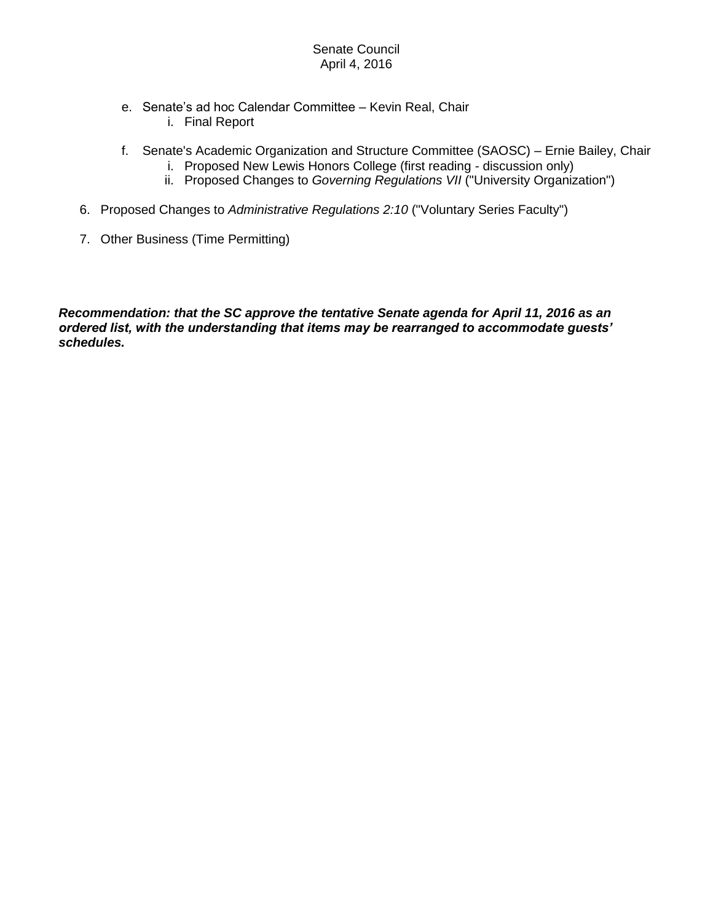e. Senate's ad hoc Calendar Committee – Kevin Real, Chair
    i. Final Report

f. Senate's Academic Organization and Structure Committee (SAOSC) – Ernie Bailey, Chair
    i. Proposed New Lewis Honors College (first reading - discussion only)
    ii. Proposed Changes to *Governing Regulations VII* ("University Organization")

6. Proposed Changes to *Administrative Regulations 2:10* ("Voluntary Series Faculty")

7. Other Business (Time Permitting)

***Recommendation: that the SC approve the tentative Senate agenda for April 11, 2016 as an ordered list, with the understanding that items may be rearranged to accommodate guests' schedules.***